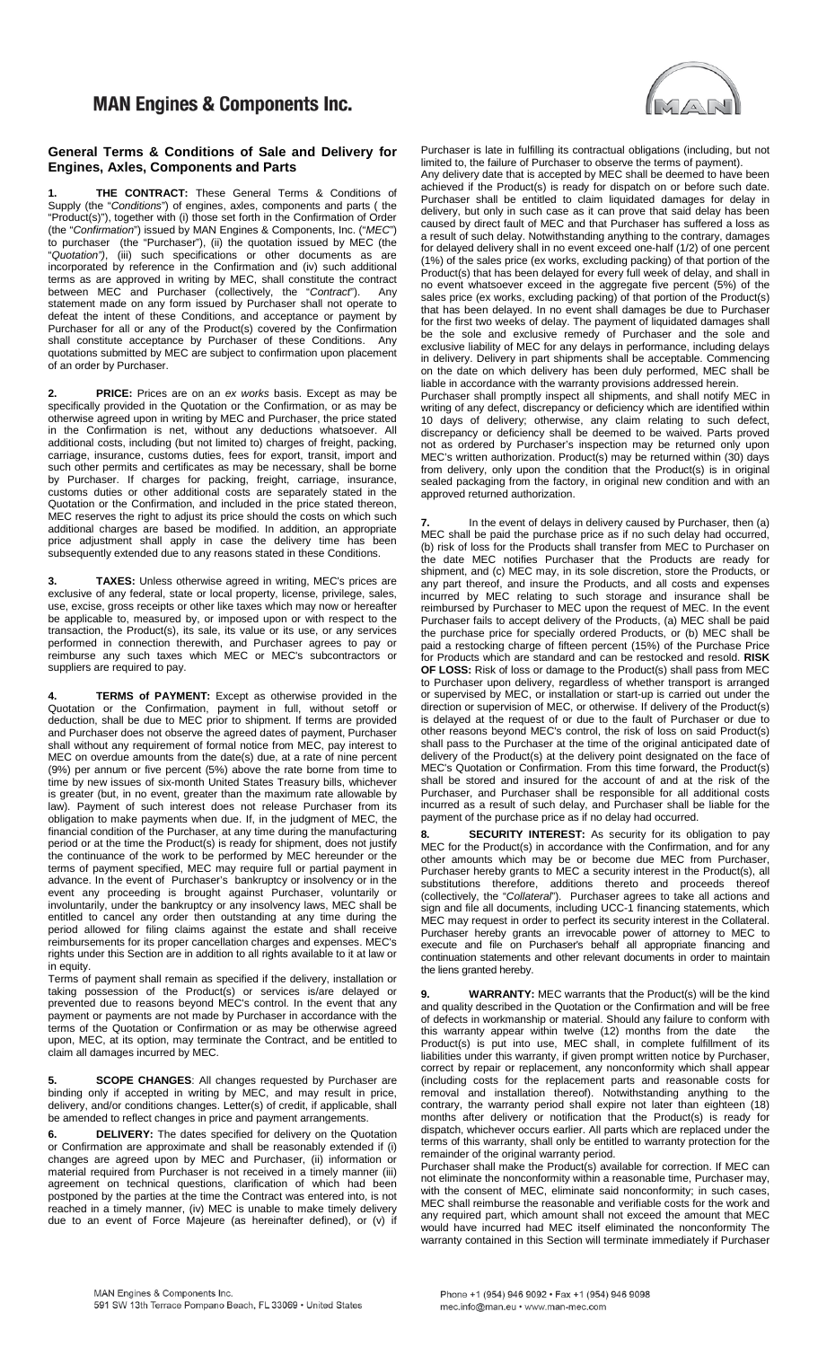# MAN Engines & Components Inc.

## General Terms & Conditions of Sale and Delivery for Engines, Axles, Components and Parts

**1. THE CONTRACT:** These General Terms & Conditions of Supply (the "*Conditions*") of engines, axles, components and parts ( the "Product(s)"), together with (i) those set forth in the Confirmation of Order (the "*Confirmation*") issued by MAN Engines & Components, Inc. ("*MEC*") to purchaser (the "Purchaser"), (ii) the quotation issued by MEC (the "*Quotation")*, (iii) such specifications or other documents as are incorporated by reference in the Confirmation and (iv) such additional terms as are approved in writing by MEC, shall constitute the contract between MEC and Purchaser (collectively, the "*Contract*"). Any statement made on any form issued by Purchaser shall not operate to defeat the intent of these Conditions, and acceptance or payment by Purchaser for all or any of the Product(s) covered by the Confirmation shall constitute acceptance by Purchaser of these Conditions. Any quotations submitted by MEC are subject to confirmation upon placement of an order by Purchaser.

**2. PRICE:** Prices are on an *ex works* basis. Except as may be specifically provided in the Quotation or the Confirmation, or as may be otherwise agreed upon in writing by MEC and Purchaser, the price stated in the Confirmation is net, without any deductions whatsoever. All additional costs, including (but not limited to) charges of freight, packing, carriage, insurance, customs duties, fees for export, transit, import and such other permits and certificates as may be necessary, shall be borne by Purchaser. If charges for packing, freight, carriage, insurance, customs duties or other additional costs are separately stated in the Quotation or the Confirmation, and included in the price stated thereon, MEC reserves the right to adjust its price should the costs on which such additional charges are based be modified. In addition, an appropriate price adjustment shall apply in case the delivery time has been subsequently extended due to any reasons stated in these Conditions.

**3. TAXES:** Unless otherwise agreed in writing, MEC's prices are exclusive of any federal, state or local property, license, privilege, sales, use, excise, gross receipts or other like taxes which may now or hereafter be applicable to, measured by, or imposed upon or with respect to the transaction, the Product(s), its sale, its value or its use, or any services performed in connection therewith, and Purchaser agrees to pay or reimburse any such taxes which MEC or MEC's subcontractors or suppliers are required to pay.

**4. TERMS of PAYMENT:** Except as otherwise provided in the Quotation or the Confirmation, payment in full, without setoff or deduction, shall be due to MEC prior to shipment. If terms are provided and Purchaser does not observe the agreed dates of payment, Purchaser shall without any requirement of formal notice from MEC, pay interest to MEC on overdue amounts from the date(s) due, at a rate of nine percent (9%) per annum or five percent (5%) above the rate borne from time to time by new issues of six-month United States Treasury bills, whichever is greater (but, in no event, greater than the maximum rate allowable by law). Payment of such interest does not release Purchaser from its obligation to make payments when due. If, in the judgment of MEC, the financial condition of the Purchaser, at any time during the manufacturing period or at the time the Product(s) is ready for shipment, does not justify the continuance of the work to be performed by MEC hereunder or the terms of payment specified, MEC may require full or partial payment in advance. In the event of Purchaser's bankruptcy or insolvency or in the event any proceeding is brought against Purchaser, voluntarily or involuntarily, under the bankruptcy or any insolvency laws, MEC shall be entitled to cancel any order then outstanding at any time during the period allowed for filing claims against the estate and shall receive reimbursements for its proper cancellation charges and expenses. MEC's rights under this Section are in addition to all rights available to it at law or in equity.

Terms of payment shall remain as specified if the delivery, installation or taking possession of the Product(s) or services is/are delayed or prevented due to reasons beyond MEC's control. In the event that any payment or payments are not made by Purchaser in accordance with the terms of the Quotation or Confirmation or as may be otherwise agreed upon, MEC, at its option, may terminate the Contract, and be entitled to claim all damages incurred by MEC.

**5. SCOPE CHANGES**: All changes requested by Purchaser are binding only if accepted in writing by MEC, and may result in price, delivery, and/or conditions changes. Letter(s) of credit, if applicable, shall be amended to reflect changes in price and payment arrangements.

**6. DELIVERY:** The dates specified for delivery on the Quotation or Confirmation are approximate and shall be reasonably extended if (i) changes are agreed upon by MEC and Purchaser, (ii) information or material required from Purchaser is not received in a timely manner (iii) agreement on technical questions, clarification of which had been postponed by the parties at the time the Contract was entered into, is not reached in a timely manner, (iv) MEC is unable to make timely delivery due to an event of Force Majeure (as hereinafter defined), or (v) if Purchaser is late in fulfilling its contractual obligations (including, but not limited to, the failure of Purchaser to observe the terms of payment).

Any delivery date that is accepted by MEC shall be deemed to have been achieved if the Product(s) is ready for dispatch on or before such date. Purchaser shall be entitled to claim liquidated damages for delay in delivery, but only in such case as it can prove that said delay has been caused by direct fault of MEC and that Purchaser has suffered a loss as a result of such delay. Notwithstanding anything to the contrary, damages for delayed delivery shall in no event exceed one-half (1/2) of one percent (1%) of the sales price (ex works, excluding packing) of that portion of the Product(s) that has been delayed for every full week of delay, and shall in no event whatsoever exceed in the aggregate five percent (5%) of the sales price (ex works, excluding packing) of that portion of the Product(s) that has been delayed. In no event shall damages be due to Purchaser for the first two weeks of delay. The payment of liquidated damages shall be the sole and exclusive remedy of Purchaser and the sole and exclusive liability of MEC for any delays in performance, including delays in delivery. Delivery in part shipments shall be acceptable. Commencing on the date on which delivery has been duly performed, MEC shall be liable in accordance with the warranty provisions addressed herein.

Purchaser shall promptly inspect all shipments, and shall notify MEC in writing of any defect, discrepancy or deficiency which are identified within 10 days of delivery; otherwise, any claim relating to such defect, discrepancy or deficiency shall be deemed to be waived. Parts proved not as ordered by Purchaser's inspection may be returned only upon MEC's written authorization. Product(s) may be returned within (30) days from delivery, only upon the condition that the Product(s) is in original sealed packaging from the factory, in original new condition and with an approved returned authorization.

**7.** In the event of delays in delivery caused by Purchaser, then (a) MEC shall be paid the purchase price as if no such delay had occurred, (b) risk of loss for the Products shall transfer from MEC to Purchaser on the date MEC notifies Purchaser that the Products are ready for shipment, and (c) MEC may, in its sole discretion, store the Products, or any part thereof, and insure the Products, and all costs and expenses incurred by MEC relating to such storage and insurance shall be reimbursed by Purchaser to MEC upon the request of MEC. In the event Purchaser fails to accept delivery of the Products, (a) MEC shall be paid the purchase price for specially ordered Products, or (b) MEC shall be paid a restocking charge of fifteen percent (15%) of the Purchase Price for Products which are standard and can be restocked and resold. **RISK OF LOSS:** Risk of loss or damage to the Product(s) shall pass from MEC to Purchaser upon delivery, regardless of whether transport is arranged or supervised by MEC, or installation or start-up is carried out under the direction or supervision of MEC, or otherwise. If delivery of the Product(s) is delayed at the request of or due to the fault of Purchaser or due to other reasons beyond MEC's control, the risk of loss on said Product(s) shall pass to the Purchaser at the time of the original anticipated date of delivery of the Product(s) at the delivery point designated on the face of MEC's Quotation or Confirmation. From this time forward, the Product(s) shall be stored and insured for the account of and at the risk of the Purchaser, and Purchaser shall be responsible for all additional costs incurred as a result of such delay, and Purchaser shall be liable for the payment of the purchase price as if no delay had occurred.

**8. SECURITY INTEREST:** As security for its obligation to pay MEC for the Product(s) in accordance with the Confirmation, and for any other amounts which may be or become due MEC from Purchaser, Purchaser hereby grants to MEC a security interest in the Product(s), all substitutions therefore, additions thereto and proceeds thereof (collectively, the "*Collateral*"). Purchaser agrees to take all actions and sign and file all documents, including UCC-1 financing statements, which MEC may request in order to perfect its security interest in the Collateral. Purchaser hereby grants an irrevocable power of attorney to MEC to execute and file on Purchaser's behalf all appropriate financing and continuation statements and other relevant documents in order to maintain the liens granted hereby.

**9. WARRANTY:** MEC warrants that the Product(s) will be the kind and quality described in the Quotation or the Confirmation and will be free of defects in workmanship or material. Should any failure to conform with this warranty appear within twelve (12) months from the date the Product(s) is put into use, MEC shall, in complete fulfillment of its liabilities under this warranty, if given prompt written notice by Purchaser, correct by repair or replacement, any nonconformity which shall appear (including costs for the replacement parts and reasonable costs for removal and installation thereof). Notwithstanding anything to the contrary, the warranty period shall expire not later than eighteen (18) months after delivery or notification that the Product(s) is ready for dispatch, whichever occurs earlier. All parts which are replaced under the terms of this warranty, shall only be entitled to warranty protection for the remainder of the original warranty period.

Purchaser shall make the Product(s) available for correction. If MEC can not eliminate the nonconformity within a reasonable time, Purchaser may, with the consent of MEC, eliminate said nonconformity; in such cases, MEC shall reimburse the reasonable and verifiable costs for the work and any required part, which amount shall not exceed the amount that MEC would have incurred had MEC itself eliminated the nonconformity The warranty contained in this Section will terminate immediately if Purchaser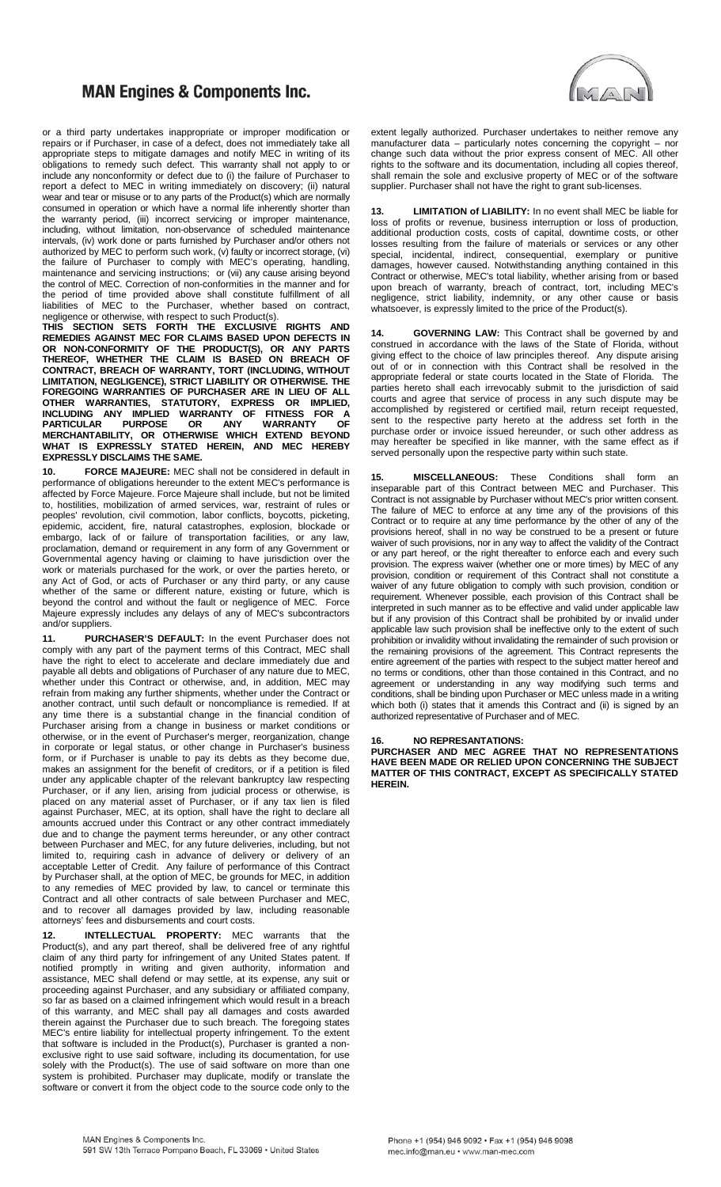or a third party undertakes inappropriate or improper modification or repairs or if Purchaser, in case of a defect, does not immediately take all appropriate steps to mitigate damages and notify MEC in writing of its obligations to remedy such defect. This warranty shall not apply to or include any nonconformity or defect due to (i) the failure of Purchaser to report a defect to MEC in writing immediately on discovery; (ii) natural wear and tear or misuse or to any parts of the Product(s) which are normally consumed in operation or which have a normal life inherently shorter than the warranty period, (iii) incorrect servicing or improper maintenance, including, without limitation, non-observance of scheduled maintenance intervals, (iv) work done or parts furnished by Purchaser and/or others not authorized by MEC to perform such work, (v) faulty or incorrect storage, (vi) the failure of Purchaser to comply with MEC's operating, handling, maintenance and servicing instructions; or (vii) any cause arising beyond the control of MEC. Correction of non-conformities in the manner and for the period of time provided above shall constitute fulfillment of all liabilities of MEC to the Purchaser, whether based on contract, negligence or otherwise, with respect to such Product(s).

**THIS SECTION SETS FORTH THE EXCLUSIVE RIGHTS AND REMEDIES AGAINST MEC FOR CLAIMS BASED UPON DEFECTS IN OR NON-CONFORMITY OF THE PRODUCT(S), OR ANY PARTS THEREOF, WHETHER THE CLAIM IS BASED ON BREACH OF CONTRACT, BREACH OF WARRANTY, TORT (INCLUDING, WITHOUT LIMITATION, NEGLIGENCE), STRICT LIABILITY OR OTHERWISE. THE FOREGOING WARRANTIES OF PURCHASER ARE IN LIEU OF ALL OTHER WARRANTIES, STATUTORY, EXPRESS OR IMPLIED, INCLUDING ANY IMPLIED WARRANTY OF FITNESS FOR A PARTICULAR PURPOSE OR ANY WARRANTY OF MERCHANTABILITY, OR OTHERWISE WHICH EXTEND BEYOND WHAT IS EXPRESSLY STATED HEREIN, AND MEC HEREBY EXPRESSLY DISCLAIMS THE SAME.**

**10. FORCE MAJEURE:** MEC shall not be considered in default in performance of obligations hereunder to the extent MEC's performance is affected by Force Majeure. Force Majeure shall include, but not be limited to, hostilities, mobilization of armed services, war, restraint of rules or peoples' revolution, civil commotion, labor conflicts, boycotts, picketing, epidemic, accident, fire, natural catastrophes, explosion, blockade or embargo, lack of or failure of transportation facilities, or any law, proclamation, demand or requirement in any form of any Government or Governmental agency having or claiming to have jurisdiction over the work or materials purchased for the work, or over the parties hereto, or any Act of God, or acts of Purchaser or any third party, or any cause whether of the same or different nature, existing or future, which is beyond the control and without the fault or negligence of MEC. Force Majeure expressly includes any delays of any of MEC's subcontractors and/or suppliers.

**11. PURCHASER'S DEFAULT:** In the event Purchaser does not comply with any part of the payment terms of this Contract, MEC shall have the right to elect to accelerate and declare immediately due and payable all debts and obligations of Purchaser of any nature due to MEC, whether under this Contract or otherwise, and, in addition, MEC may refrain from making any further shipments, whether under the Contract or another contract, until such default or noncompliance is remedied. If at any time there is a substantial change in the financial condition of Purchaser arising from a change in business or market conditions or otherwise, or in the event of Purchaser's merger, reorganization, change in corporate or legal status, or other change in Purchaser's business form, or if Purchaser is unable to pay its debts as they become due, makes an assignment for the benefit of creditors, or if a petition is filed under any applicable chapter of the relevant bankruptcy law respecting Purchaser, or if any lien, arising from judicial process or otherwise, is placed on any material asset of Purchaser, or if any tax lien is filed against Purchaser, MEC, at its option, shall have the right to declare all amounts accrued under this Contract or any other contract immediately due and to change the payment terms hereunder, or any other contract between Purchaser and MEC, for any future deliveries, including, but not limited to, requiring cash in advance of delivery or delivery of an acceptable Letter of Credit. Any failure of performance of this Contract by Purchaser shall, at the option of MEC, be grounds for MEC, in addition to any remedies of MEC provided by law, to cancel or terminate this Contract and all other contracts of sale between Purchaser and MEC, and to recover all damages provided by law, including reasonable attorneys' fees and disbursements and court costs.

**12. INTELLECTUAL PROPERTY:** MEC warrants that the Product(s), and any part thereof, shall be delivered free of any rightful claim of any third party for infringement of any United States patent. If notified promptly in writing and given authority, information and assistance, MEC shall defend or may settle, at its expense, any suit or proceeding against Purchaser, and any subsidiary or affiliated company, so far as based on a claimed infringement which would result in a breach of this warranty, and MEC shall pay all damages and costs awarded therein against the Purchaser due to such breach. The foregoing states MEC's entire liability for intellectual property infringement. To the extent that software is included in the Product(s), Purchaser is granted a non-exclusive right to use said software, including its documentation, for use solely with the Product(s). The use of said software on more than one system is prohibited. Purchaser may duplicate, modify or translate the software or convert it from the object code to the source code only to the extent legally authorized. Purchaser undertakes to neither remove any manufacturer data – particularly notes concerning the copyright – nor change such data without the prior express consent of MEC. All other rights to the software and its documentation, including all copies thereof, shall remain the sole and exclusive property of MEC or of the software supplier. Purchaser shall not have the right to grant sub-licenses.

**13. LIMITATION of LIABILITY:** In no event shall MEC be liable for loss of profits or revenue, business interruption or loss of production, additional production costs, costs of capital, downtime costs, or other losses resulting from the failure of materials or services or any other special, incidental, indirect, consequential, exemplary or punitive damages, however caused. Notwithstanding anything contained in this Contract or otherwise, MEC's total liability, whether arising from or based upon breach of warranty, breach of contract, tort, including MEC's negligence, strict liability, indemnity, or any other cause or basis whatsoever, is expressly limited to the price of the Product(s).

**14. GOVERNING LAW:** This Contract shall be governed by and construed in accordance with the laws of the State of Florida, without giving effect to the choice of law principles thereof. Any dispute arising out of or in connection with this Contract shall be resolved in the appropriate federal or state courts located in the State of Florida. The parties hereto shall each irrevocably submit to the jurisdiction of said courts and agree that service of process in any such dispute may be accomplished by registered or certified mail, return receipt requested, sent to the respective party hereto at the address set forth in the purchase order or invoice issued hereunder, or such other address as may hereafter be specified in like manner, with the same effect as if served personally upon the respective party within such state.

**15. MISCELLANEOUS:** These Conditions shall form an inseparable part of this Contract between MEC and Purchaser. This Contract is not assignable by Purchaser without MEC's prior written consent. The failure of MEC to enforce at any time any of the provisions of this Contract or to require at any time performance by the other of any of the provisions hereof, shall in no way be construed to be a present or future waiver of such provisions, nor in any way to affect the validity of the Contract or any part hereof, or the right thereafter to enforce each and every such provision. The express waiver (whether one or more times) by MEC of any provision, condition or requirement of this Contract shall not constitute a waiver of any future obligation to comply with such provision, condition or requirement. Whenever possible, each provision of this Contract shall be interpreted in such manner as to be effective and valid under applicable law but if any provision of this Contract shall be prohibited by or invalid under applicable law such provision shall be ineffective only to the extent of such prohibition or invalidity without invalidating the remainder of such provision or the remaining provisions of the agreement. This Contract represents the entire agreement of the parties with respect to the subject matter hereof and no terms or conditions, other than those contained in this Contract, and no agreement or understanding in any way modifying such terms and conditions, shall be binding upon Purchaser or MEC unless made in a writing which both (i) states that it amends this Contract and (ii) is signed by an authorized representative of Purchaser and of MEC.

**16. NO REPRESANTATIONS:**

**PURCHASER AND MEC AGREE THAT NO REPRESENTATIONS HAVE BEEN MADE OR RELIED UPON CONCERNING THE SUBJECT MATTER OF THIS CONTRACT, EXCEPT AS SPECIFICALLY STATED HEREIN.**